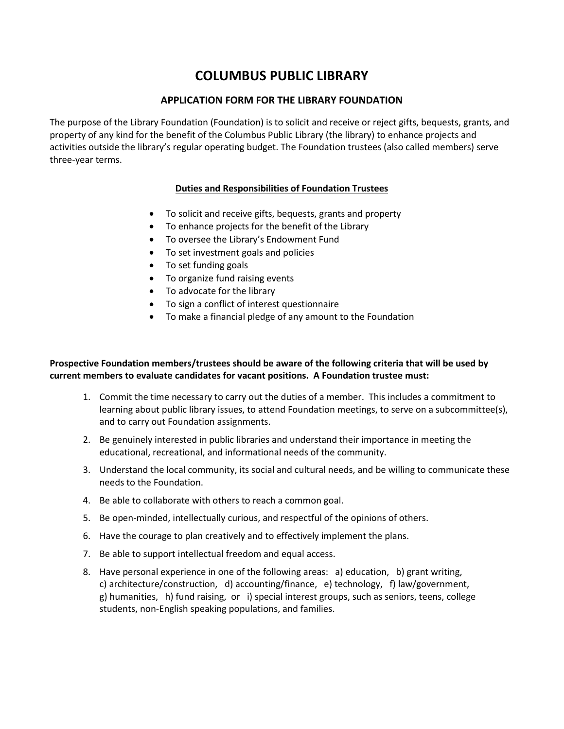# COLUMBUS PUBLIC LIBRARY

## APPLICATION FORM FOR THE LIBRARY FOUNDATION

The purpose of the Library Foundation (Foundation) is to solicit and receive or reject gifts, bequests, grants, and property of any kind for the benefit of the Columbus Public Library (the library) to enhance projects and activities outside the library's regular operating budget. The Foundation trustees (also called members) serve three-year terms.

### Duties and Responsibilities of Foundation Trustees

- To solicit and receive gifts, bequests, grants and property
- To enhance projects for the benefit of the Library
- To oversee the Library's Endowment Fund
- To set investment goals and policies
- To set funding goals
- To organize fund raising events
- To advocate for the library
- To sign a conflict of interest questionnaire
- To make a financial pledge of any amount to the Foundation

**Prospective Foundation members/trustees should be aware of the following criteria that will be used by current members to evaluate candidates for vacant positions. A Foundation trustee must:**

1. Commit the time necessary to carry out the duties of a member. This includes a commitment to learning about public library issues, to attend Foundation meetings, to serve on a subcommittee(s), and to carry out Foundation assignments.
2. Be genuinely interested in public libraries and understand their importance in meeting the educational, recreational, and informational needs of the community.
3. Understand the local community, its social and cultural needs, and be willing to communicate these needs to the Foundation.
4. Be able to collaborate with others to reach a common goal.
5. Be open-minded, intellectually curious, and respectful of the opinions of others.
6. Have the courage to plan creatively and to effectively implement the plans.
7. Be able to support intellectual freedom and equal access.
8. Have personal experience in one of the following areas: a) education, b) grant writing, c) architecture/construction, d) accounting/finance, e) technology, f) law/government, g) humanities, h) fund raising, or i) special interest groups, such as seniors, teens, college students, non-English speaking populations, and families.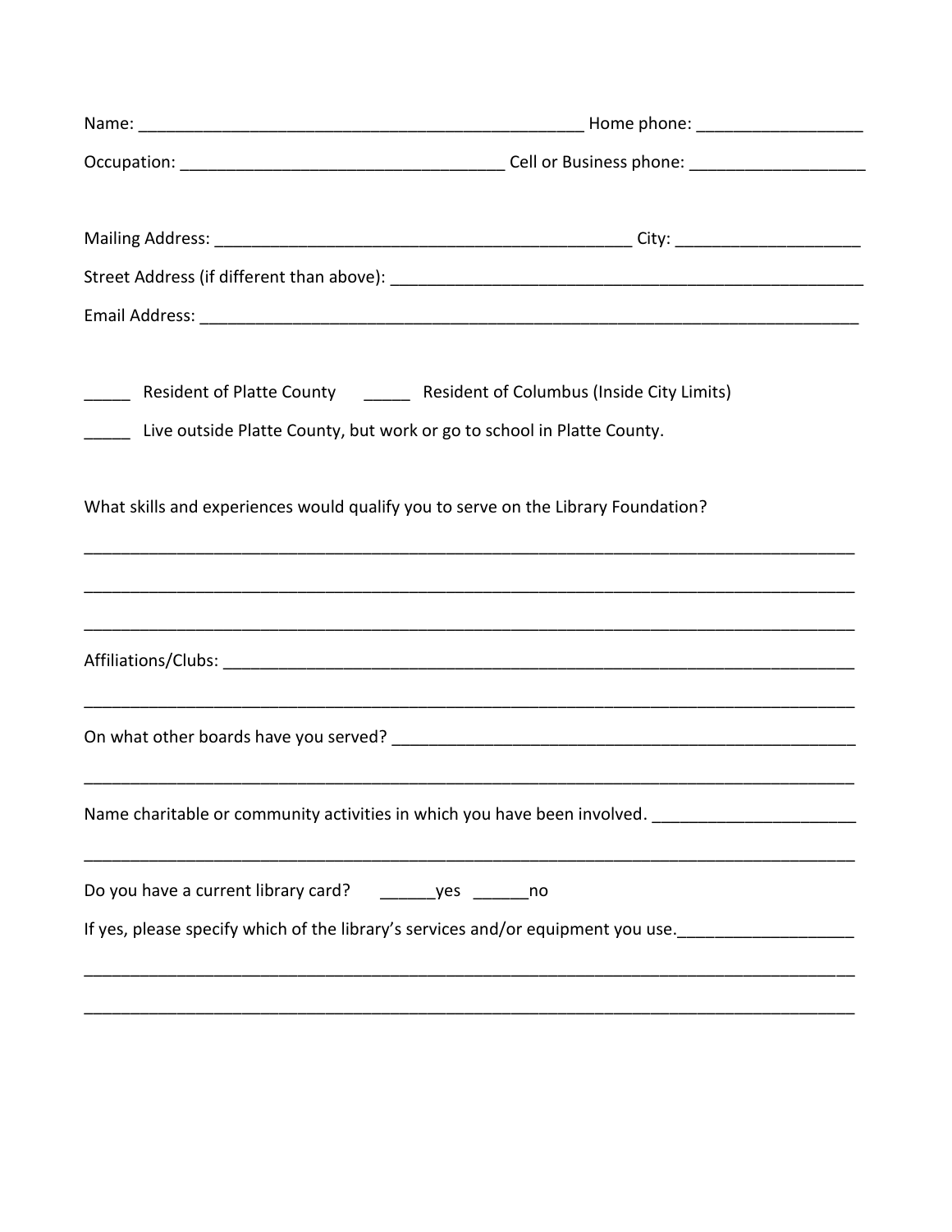Name: _______________________________________________ Home phone: _________________

Occupation: __________________________________ Cell or Business phone: __________________

Mailing Address: ____________________________________________ City: ___________________

Street Address (if different than above): __________________________________________________

Email Address: _________________________________________________________________________

_____ Resident of Platte County _____ Resident of Columbus (Inside City Limits)

_____ Live outside Platte County, but work or go to school in Platte County.

What skills and experiences would qualify you to serve on the Library Foundation?

_________________________________________________________________________________

_________________________________________________________________________________

_________________________________________________________________________________

Affiliations/Clubs: _______________________________________________________________________

_________________________________________________________________________________

On what other boards have you served? ____________________________________________________

_________________________________________________________________________________

Name charitable or community activities in which you have been involved. ______________________

_________________________________________________________________________________

Do you have a current library card? ______yes ______no

If yes, please specify which of the library's services and/or equipment you use.___________________

_________________________________________________________________________________

_________________________________________________________________________________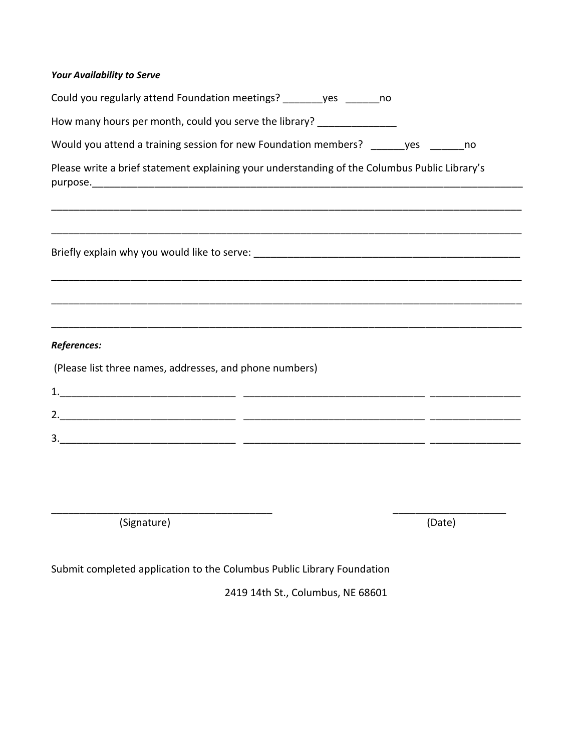***Your Availability to Serve***

Could you regularly attend Foundation meetings? _______yes ______no

How many hours per month, could you serve the library? ______________

Would you attend a training session for new Foundation members? ______yes ______no

Please write a brief statement explaining your understanding of the Columbus Public Library's purpose.________________________________________________________________________________

________________________________________________________________________________________

________________________________________________________________________________________

Briefly explain why you would like to serve: _________________________________________________

________________________________________________________________________________________

________________________________________________________________________________________

________________________________________________________________________________________

***References:***

(Please list three names, addresses, and phone numbers)

1.______________________________ ________________________________ ________________

2.______________________________ ________________________________ ________________

3.______________________________ ________________________________ ________________

________________________________________ ____________________

(Signature) (Date)

Submit completed application to the Columbus Public Library Foundation

2419 14th St., Columbus, NE 68601